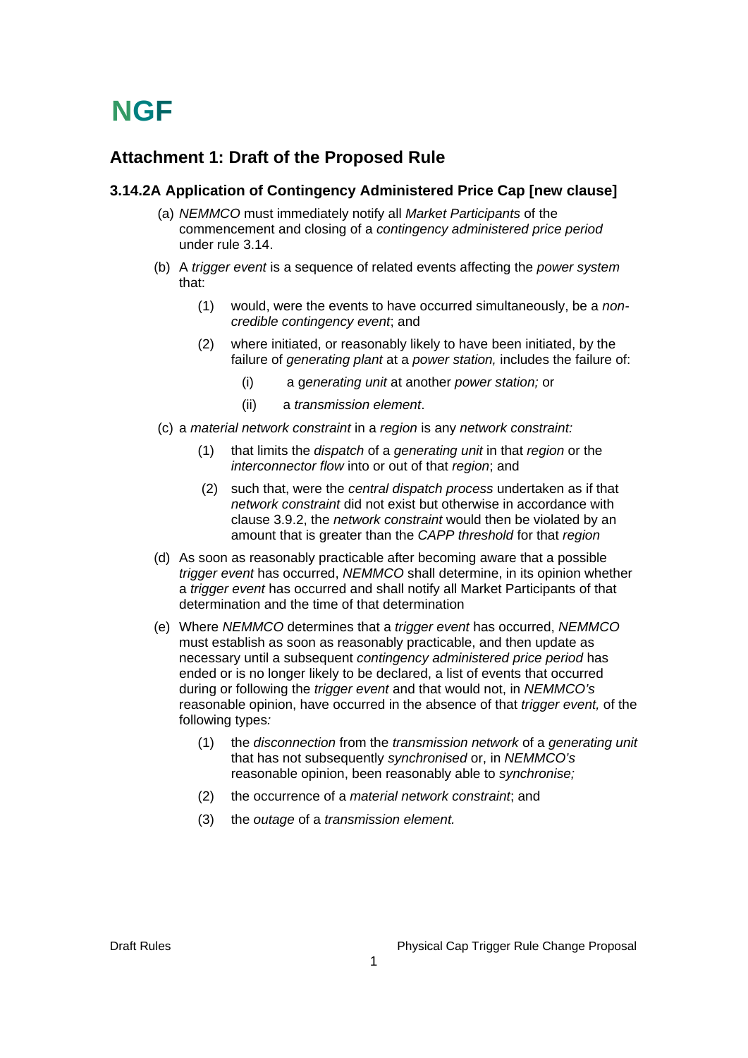# NGF

## Attachment 1: Draft of the Proposed Rule

### 3.14.2A Application of Contingency Administered Price Cap [new clause]

(a) *NEMMCO* must immediately notify all *Market Participants* of the commencement and closing of a *contingency administered price period* under rule 3.14.

(b) A *trigger event* is a sequence of related events affecting the *power system* that:

   (1) would, were the events to have occurred simultaneously, be a *non-credible contingency event*; and

   (2) where initiated, or reasonably likely to have been initiated, by the failure of *generating plant* at a *power station,* includes the failure of:

      (i) a *generating unit* at another *power station;* or

      (ii) a *transmission element*.

(c) a *material network constraint* in a *region* is any *network constraint:*

   (1) that limits the *dispatch* of a *generating unit* in that *region* or the *interconnector flow* into or out of that *region*; and

   (2) such that, were the *central dispatch process* undertaken as if that *network constraint* did not exist but otherwise in accordance with clause 3.9.2, the *network constraint* would then be violated by an amount that is greater than the *CAPP threshold* for that *region*

(d) As soon as reasonably practicable after becoming aware that a possible *trigger event* has occurred, *NEMMCO* shall determine, in its opinion whether a *trigger event* has occurred and shall notify all Market Participants of that determination and the time of that determination

(e) Where *NEMMCO* determines that a *trigger event* has occurred, *NEMMCO* must establish as soon as reasonably practicable, and then update as necessary until a subsequent *contingency administered price period* has ended or is no longer likely to be declared, a list of events that occurred during or following the *trigger event* and that would not, in *NEMMCO's* reasonable opinion, have occurred in the absence of that *trigger event,* of the following types*:*

   (1) the *disconnection* from the *transmission network* of a *generating unit* that has not subsequently *synchronised* or, in *NEMMCO's* reasonable opinion, been reasonably able to *synchronise;*

   (2) the occurrence of a *material network constraint*; and

   (3) the *outage* of a *transmission element.*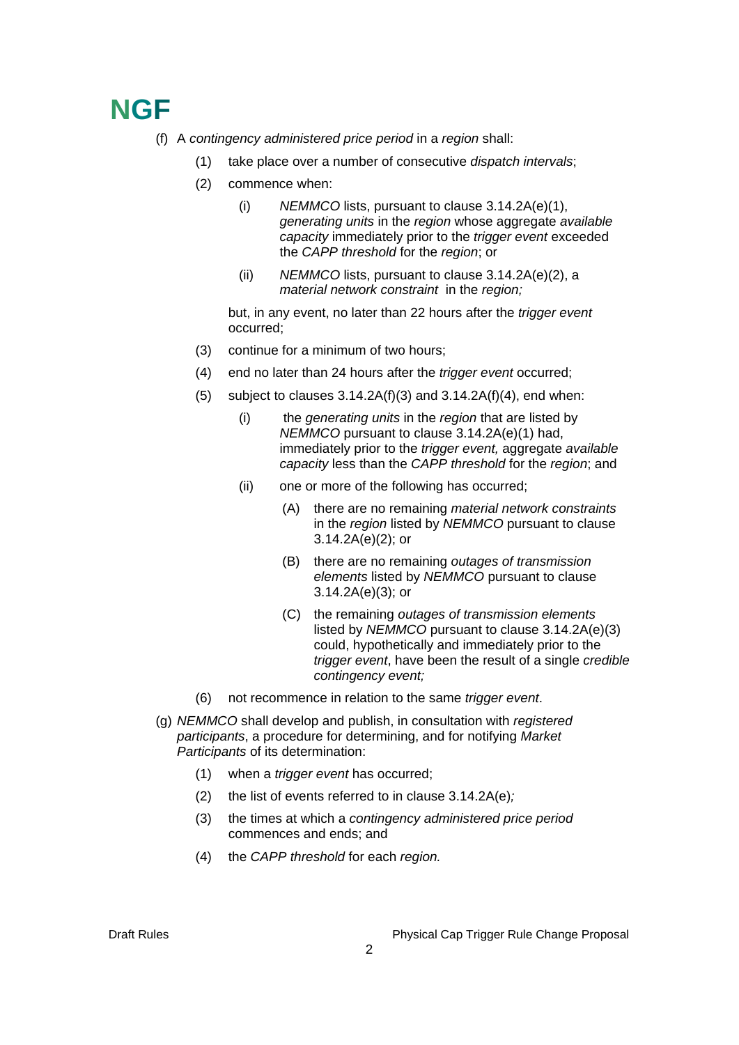(f) A *contingency administered price period* in a *region* shall:

- (1) take place over a number of consecutive *dispatch intervals*;
- (2) commence when:
  - (i) *NEMMCO* lists, pursuant to clause 3.14.2A(e)(1), *generating units* in the *region* whose aggregate *available capacity* immediately prior to the *trigger event* exceeded the *CAPP threshold* for the *region*; or
  - (ii) *NEMMCO* lists, pursuant to clause 3.14.2A(e)(2), a *material network constraint* in the *region;*

  but, in any event, no later than 22 hours after the *trigger event* occurred;
- (3) continue for a minimum of two hours;
- (4) end no later than 24 hours after the *trigger event* occurred;
- (5) subject to clauses 3.14.2A(f)(3) and 3.14.2A(f)(4), end when:
  - (i) the *generating units* in the *region* that are listed by *NEMMCO* pursuant to clause 3.14.2A(e)(1) had, immediately prior to the *trigger event,* aggregate *available capacity* less than the *CAPP threshold* for the *region*; and
  - (ii) one or more of the following has occurred;
    - (A) there are no remaining *material network constraints* in the *region* listed by *NEMMCO* pursuant to clause 3.14.2A(e)(2); or
    - (B) there are no remaining *outages of transmission elements* listed by *NEMMCO* pursuant to clause 3.14.2A(e)(3); or
    - (C) the remaining *outages of transmission elements* listed by *NEMMCO* pursuant to clause 3.14.2A(e)(3) could, hypothetically and immediately prior to the *trigger event*, have been the result of a single *credible contingency event;*
- (6) not recommence in relation to the same *trigger event*.

(g) *NEMMCO* shall develop and publish, in consultation with *registered participants*, a procedure for determining, and for notifying *Market Participants* of its determination:

- (1) when a *trigger event* has occurred;
- (2) the list of events referred to in clause 3.14.2A(e)*;*
- (3) the times at which a *contingency administered price period* commences and ends; and
- (4) the *CAPP threshold* for each *region.*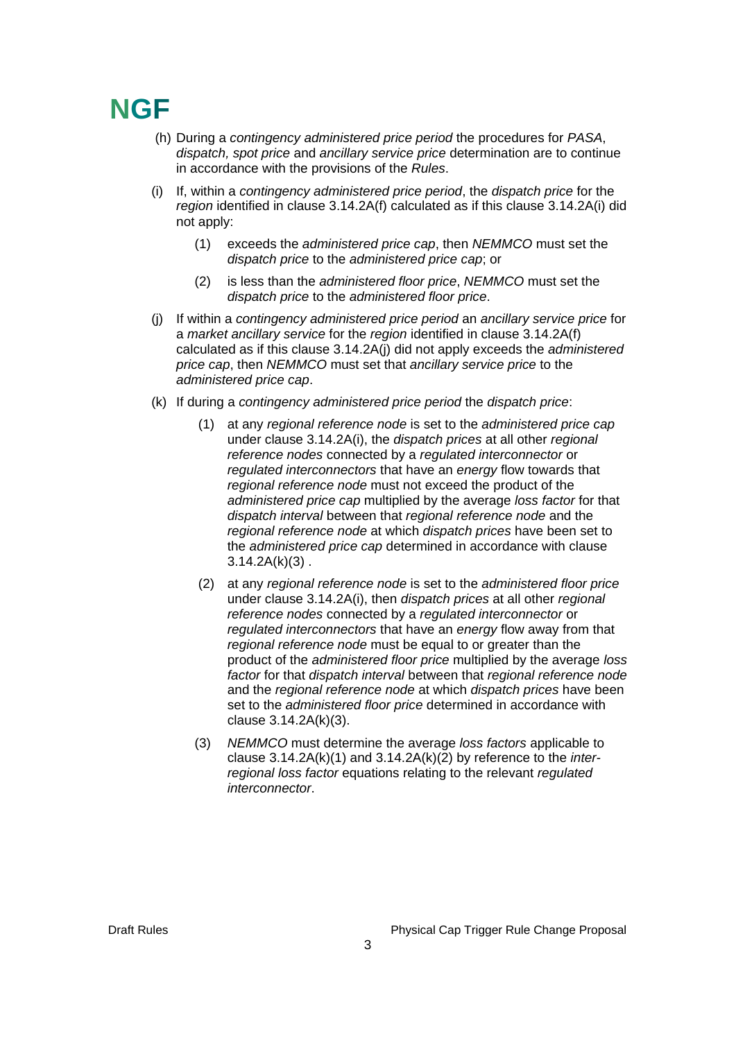(h) During a *contingency administered price period* the procedures for *PASA*, *dispatch, spot price* and *ancillary service price* determination are to continue in accordance with the provisions of the *Rules*.

(i) If, within a *contingency administered price period*, the *dispatch price* for the *region* identified in clause 3.14.2A(f) calculated as if this clause 3.14.2A(i) did not apply:

  (1) exceeds the *administered price cap*, then *NEMMCO* must set the *dispatch price* to the *administered price cap*; or

  (2) is less than the *administered floor price*, *NEMMCO* must set the *dispatch price* to the *administered floor price*.

(j) If within a *contingency administered price period* an *ancillary service price* for a *market ancillary service* for the *region* identified in clause 3.14.2A(f) calculated as if this clause 3.14.2A(j) did not apply exceeds the *administered price cap*, then *NEMMCO* must set that *ancillary service price* to the *administered price cap*.

(k) If during a *contingency administered price period* the *dispatch price*:

  (1) at any *regional reference node* is set to the *administered price cap* under clause 3.14.2A(i), the *dispatch prices* at all other *regional reference nodes* connected by a *regulated interconnector* or *regulated interconnectors* that have an *energy* flow towards that *regional reference node* must not exceed the product of the *administered price cap* multiplied by the average *loss factor* for that *dispatch interval* between that *regional reference node* and the *regional reference node* at which *dispatch prices* have been set to the *administered price cap* determined in accordance with clause 3.14.2A(k)(3) .

  (2) at any *regional reference node* is set to the *administered floor price* under clause 3.14.2A(i), then *dispatch prices* at all other *regional reference nodes* connected by a *regulated interconnector* or *regulated interconnectors* that have an *energy* flow away from that *regional reference node* must be equal to or greater than the product of the *administered floor price* multiplied by the average *loss factor* for that *dispatch interval* between that *regional reference node* and the *regional reference node* at which *dispatch prices* have been set to the *administered floor price* determined in accordance with clause 3.14.2A(k)(3).

  (3) *NEMMCO* must determine the average *loss factors* applicable to clause 3.14.2A(k)(1) and 3.14.2A(k)(2) by reference to the *inter-regional loss factor* equations relating to the relevant *regulated interconnector*.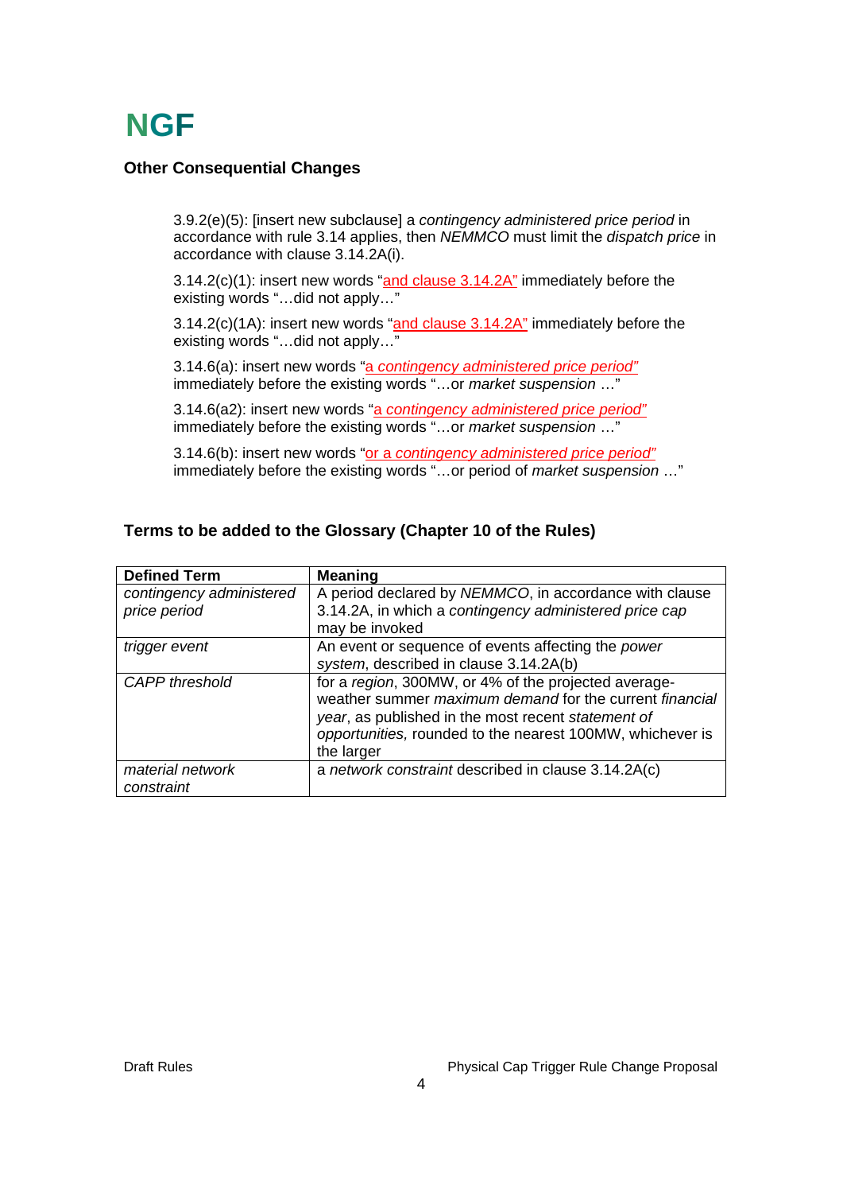# NGF

### Other Consequential Changes

3.9.2(e)(5): [insert new subclause] a *contingency administered price period* in accordance with rule 3.14 applies, then *NEMMCO* must limit the *dispatch price* in accordance with clause 3.14.2A(i).

3.14.2(c)(1): insert new words "<u>and clause 3.14.2A</u>" immediately before the existing words "…did not apply…"

3.14.2(c)(1A): insert new words "<u>and clause 3.14.2A</u>" immediately before the existing words "…did not apply…"

3.14.6(a): insert new words "<u>a *contingency administered price period*</u>" immediately before the existing words "…or *market suspension* …"

3.14.6(a2): insert new words "<u>a *contingency administered price period*</u>" immediately before the existing words "…or *market suspension* …"

3.14.6(b): insert new words "<u>or a *contingency administered price period*</u>" immediately before the existing words "…or period of *market suspension* …"

### Terms to be added to the Glossary (Chapter 10 of the Rules)

| Defined Term | Meaning |
|---|---|
| *contingency administered price period* | A period declared by *NEMMCO*, in accordance with clause 3.14.2A, in which a *contingency administered price cap* may be invoked |
| *trigger event* | An event or sequence of events affecting the *power system*, described in clause 3.14.2A(b) |
| *CAPP threshold* | for a *region*, 300MW, or 4% of the projected average-weather summer *maximum demand* for the current *financial year*, as published in the most recent *statement of opportunities,* rounded to the nearest 100MW, whichever is the larger |
| *material network constraint* | a *network constraint* described in clause 3.14.2A(c) |